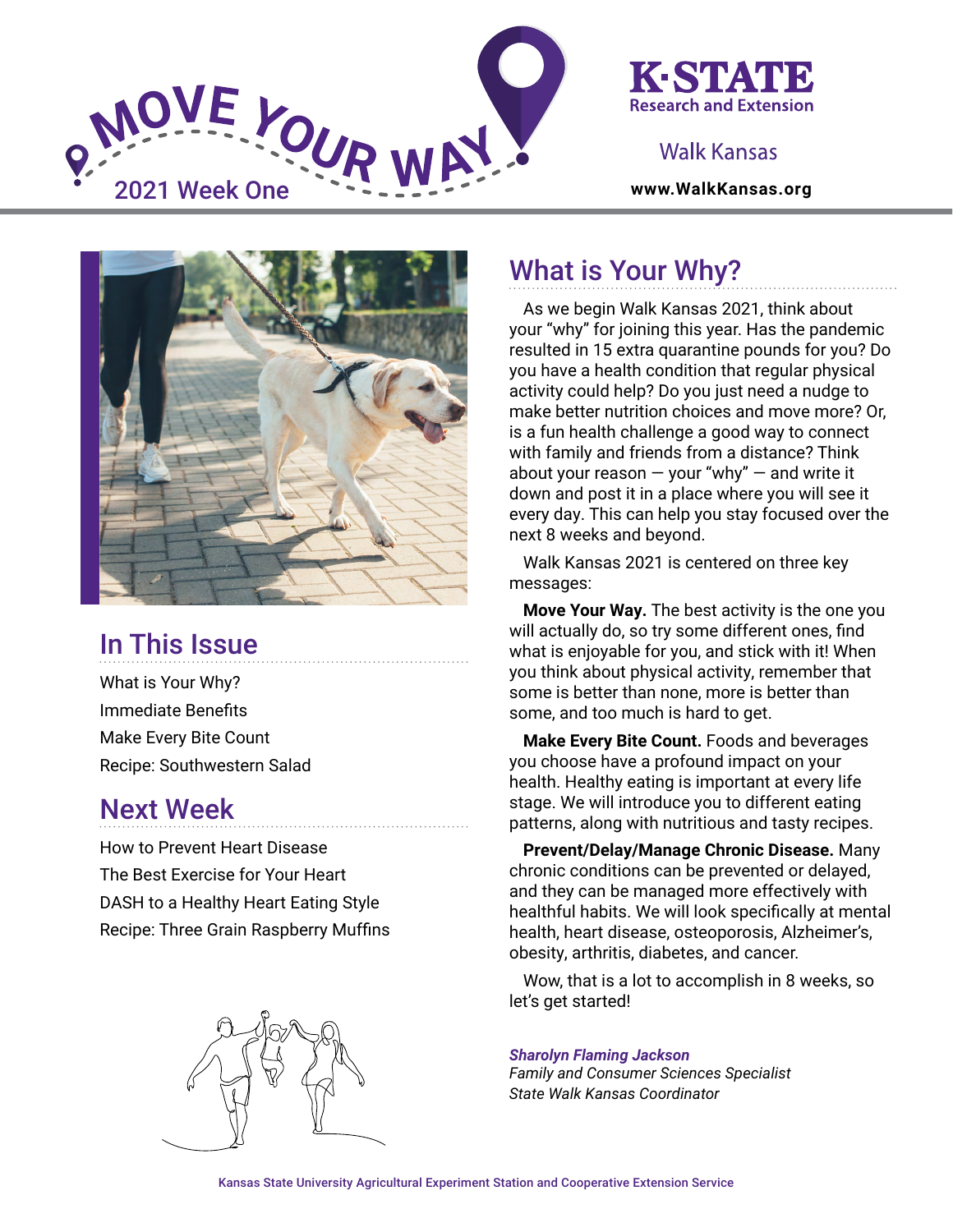# MOVE YOUR WAY

2021 Week One

K·STATE Research and Extension

Walk Kansas

**www.WalkKansas.org**

## In This Issue

What is Your Why?

Immediate Benefits

Make Every Bite Count

Recipe: Southwestern Salad

## Next Week

How to Prevent Heart Disease

The Best Exercise for Your Heart

DASH to a Healthy Heart Eating Style

Recipe: Three Grain Raspberry Muffins

## What is Your Why?

As we begin Walk Kansas 2021, think about your "why" for joining this year. Has the pandemic resulted in 15 extra quarantine pounds for you? Do you have a health condition that regular physical activity could help? Do you just need a nudge to make better nutrition choices and move more? Or, is a fun health challenge a good way to connect with family and friends from a distance? Think about your reason — your "why" — and write it down and post it in a place where you will see it every day. This can help you stay focused over the next 8 weeks and beyond.

Walk Kansas 2021 is centered on three key messages:

**Move Your Way.** The best activity is the one you will actually do, so try some different ones, find what is enjoyable for you, and stick with it! When you think about physical activity, remember that some is better than none, more is better than some, and too much is hard to get.

**Make Every Bite Count.** Foods and beverages you choose have a profound impact on your health. Healthy eating is important at every life stage. We will introduce you to different eating patterns, along with nutritious and tasty recipes.

**Prevent/Delay/Manage Chronic Disease.** Many chronic conditions can be prevented or delayed, and they can be managed more effectively with healthful habits. We will look specifically at mental health, heart disease, osteoporosis, Alzheimer's, obesity, arthritis, diabetes, and cancer.

Wow, that is a lot to accomplish in 8 weeks, so let's get started!

***Sharolyn Flaming Jackson***
*Family and Consumer Sciences Specialist*
*State Walk Kansas Coordinator*

Kansas State University Agricultural Experiment Station and Cooperative Extension Service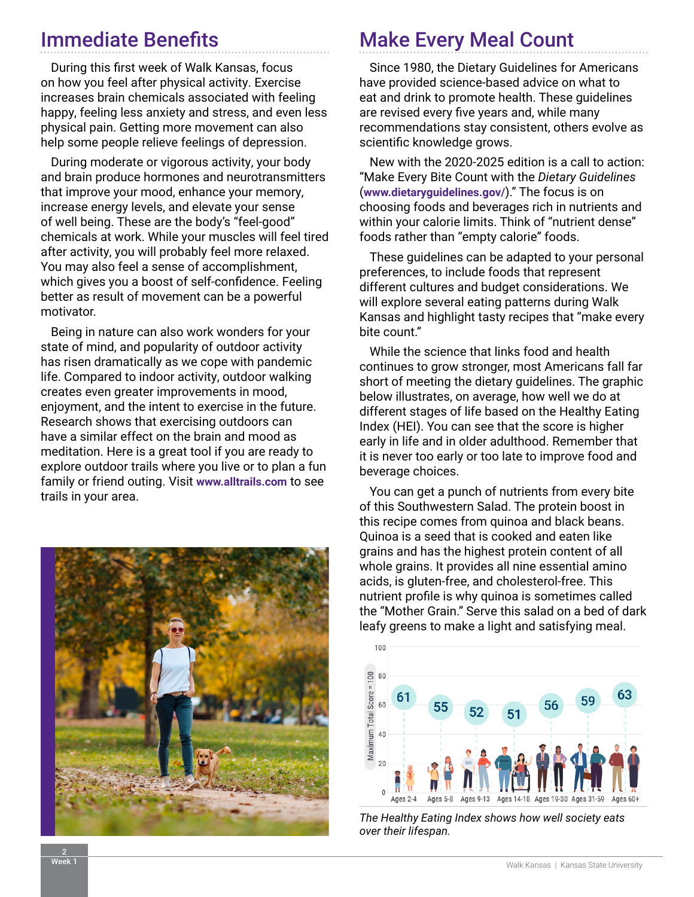## Immediate Benefits

During this first week of Walk Kansas, focus on how you feel after physical activity. Exercise increases brain chemicals associated with feeling happy, feeling less anxiety and stress, and even less physical pain. Getting more movement can also help some people relieve feelings of depression.

During moderate or vigorous activity, your body and brain produce hormones and neurotransmitters that improve your mood, enhance your memory, increase energy levels, and elevate your sense of well being. These are the body's "feel-good" chemicals at work. While your muscles will feel tired after activity, you will probably feel more relaxed. You may also feel a sense of accomplishment, which gives you a boost of self-confidence. Feeling better as result of movement can be a powerful motivator.

Being in nature can also work wonders for your state of mind, and popularity of outdoor activity has risen dramatically as we cope with pandemic life. Compared to indoor activity, outdoor walking creates even greater improvements in mood, enjoyment, and the intent to exercise in the future. Research shows that exercising outdoors can have a similar effect on the brain and mood as meditation. Here is a great tool if you are ready to explore outdoor trails where you live or to plan a fun family or friend outing. Visit **www.alltrails.com** to see trails in your area.

## Make Every Meal Count

Since 1980, the Dietary Guidelines for Americans have provided science-based advice on what to eat and drink to promote health. These guidelines are revised every five years and, while many recommendations stay consistent, others evolve as scientific knowledge grows.

New with the 2020-2025 edition is a call to action: "Make Every Bite Count with the *Dietary Guidelines* (**www.dietaryguidelines.gov/**)." The focus is on choosing foods and beverages rich in nutrients and within your calorie limits. Think of "nutrient dense" foods rather than "empty calorie" foods.

These guidelines can be adapted to your personal preferences, to include foods that represent different cultures and budget considerations. We will explore several eating patterns during Walk Kansas and highlight tasty recipes that "make every bite count."

While the science that links food and health continues to grow stronger, most Americans fall far short of meeting the dietary guidelines. The graphic below illustrates, on average, how well we do at different stages of life based on the Healthy Eating Index (HEI). You can see that the score is higher early in life and in older adulthood. Remember that it is never too early or too late to improve food and beverage choices.

You can get a punch of nutrients from every bite of this Southwestern Salad. The protein boost in this recipe comes from quinoa and black beans. Quinoa is a seed that is cooked and eaten like grains and has the highest protein content of all whole grains. It provides all nine essential amino acids, is gluten-free, and cholesterol-free. This nutrient profile is why quinoa is sometimes called the "Mother Grain." Serve this salad on a bed of dark leafy greens to make a light and satisfying meal.

| Age group | HEI score (Maximum Total Score = 100) |
|---|---|
| Ages 2-4 | 61 |
| Ages 5-8 | 55 |
| Ages 9-13 | 52 |
| Ages 14-18 | 51 |
| Ages 19-30 | 56 |
| Ages 31-59 | 59 |
| Ages 60+ | 63 |

*The Healthy Eating Index shows how well society eats over their lifespan.*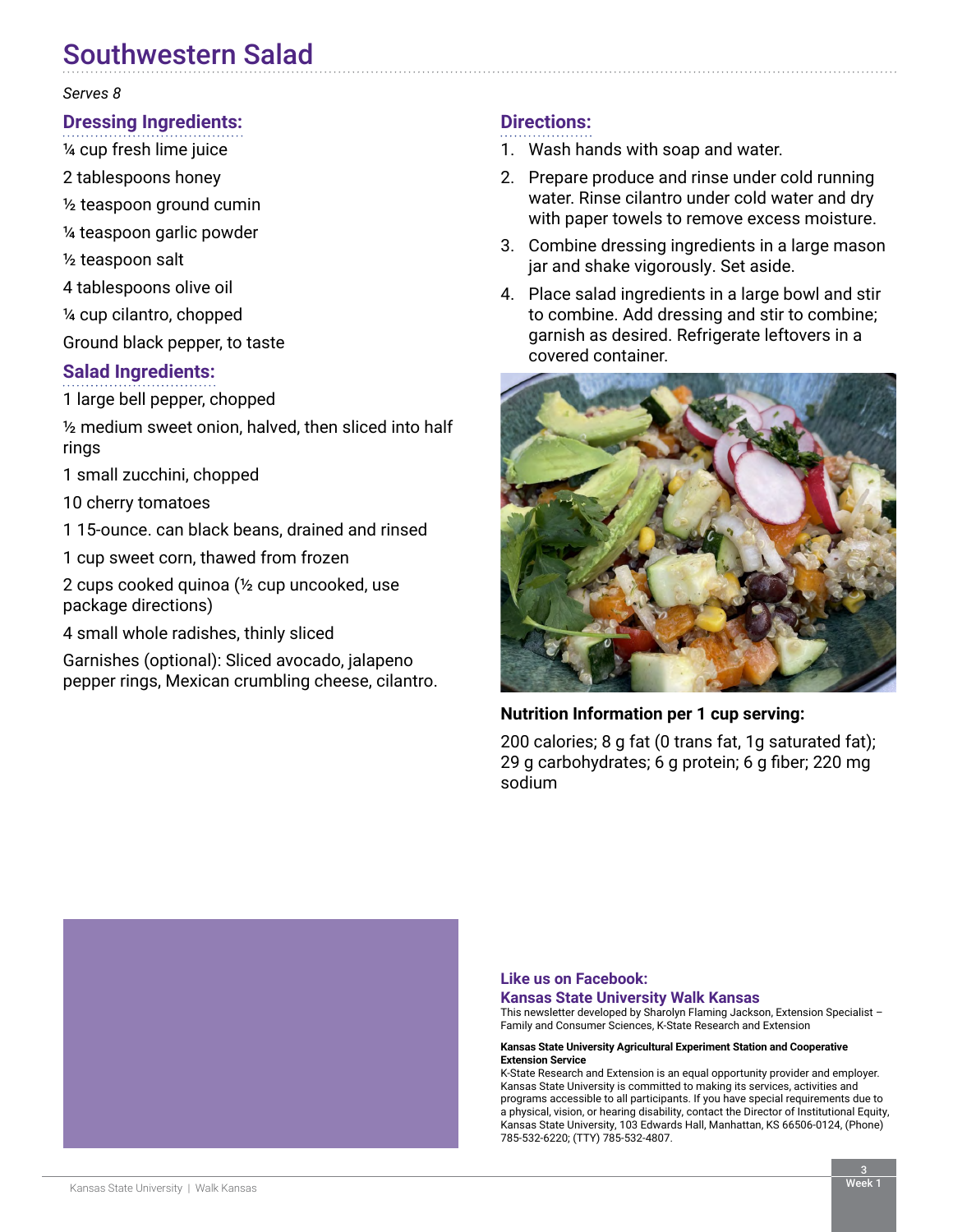# Southwestern Salad

*Serves 8*

## Dressing Ingredients:

¼ cup fresh lime juice

2 tablespoons honey

½ teaspoon ground cumin

¼ teaspoon garlic powder

½ teaspoon salt

4 tablespoons olive oil

¼ cup cilantro, chopped

Ground black pepper, to taste

## Salad Ingredients:

1 large bell pepper, chopped

½ medium sweet onion, halved, then sliced into half rings

1 small zucchini, chopped

10 cherry tomatoes

1 15-ounce. can black beans, drained and rinsed

1 cup sweet corn, thawed from frozen

2 cups cooked quinoa (½ cup uncooked, use package directions)

4 small whole radishes, thinly sliced

Garnishes (optional): Sliced avocado, jalapeno pepper rings, Mexican crumbling cheese, cilantro.

## Directions:

1. Wash hands with soap and water.
2. Prepare produce and rinse under cold running water. Rinse cilantro under cold water and dry with paper towels to remove excess moisture.
3. Combine dressing ingredients in a large mason jar and shake vigorously. Set aside.
4. Place salad ingredients in a large bowl and stir to combine. Add dressing and stir to combine; garnish as desired. Refrigerate leftovers in a covered container.

**Nutrition Information per 1 cup serving:**

200 calories; 8 g fat (0 trans fat, 1g saturated fat); 29 g carbohydrates; 6 g protein; 6 g fiber; 220 mg sodium

**Like us on Facebook:**
**Kansas State University Walk Kansas**

This newsletter developed by Sharolyn Flaming Jackson, Extension Specialist – Family and Consumer Sciences, K-State Research and Extension

**Kansas State University Agricultural Experiment Station and Cooperative Extension Service**

K-State Research and Extension is an equal opportunity provider and employer. Kansas State University is committed to making its services, activities and programs accessible to all participants. If you have special requirements due to a physical, vision, or hearing disability, contact the Director of Institutional Equity, Kansas State University, 103 Edwards Hall, Manhattan, KS 66506-0124, (Phone) 785-532-6220; (TTY) 785-532-4807.